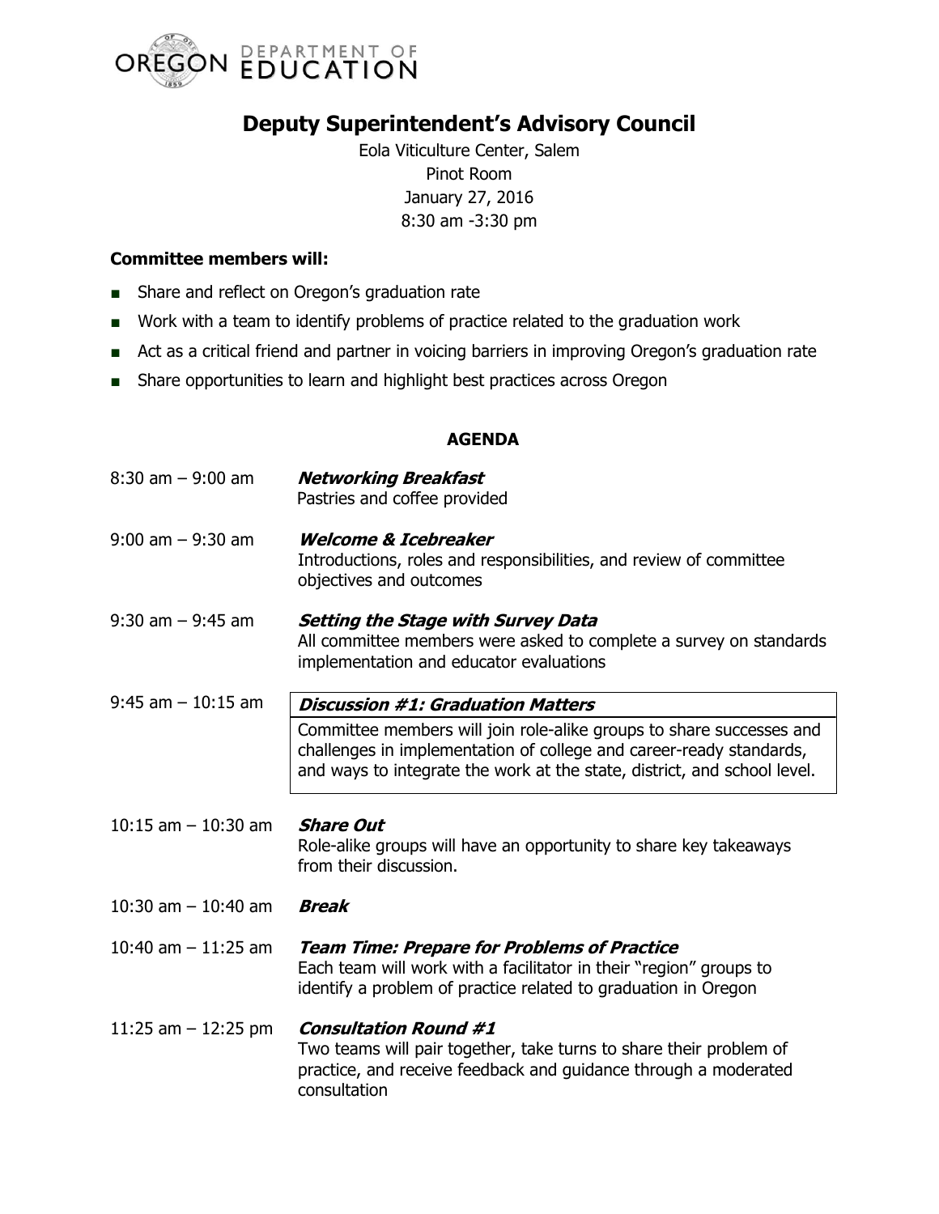OREGON DEPARTMENT OF EDUCATION

# Deputy Superintendent's Advisory Council

Eola Viticulture Center, Salem
Pinot Room
January 27, 2016
8:30 am -3:30 pm

**Committee members will:**

- Share and reflect on Oregon's graduation rate
- Work with a team to identify problems of practice related to the graduation work
- Act as a critical friend and partner in voicing barriers in improving Oregon's graduation rate
- Share opportunities to learn and highlight best practices across Oregon

**AGENDA**

8:30 am – 9:00 am **_Networking Breakfast_**
Pastries and coffee provided

9:00 am – 9:30 am **_Welcome & Icebreaker_**
Introductions, roles and responsibilities, and review of committee objectives and outcomes

9:30 am – 9:45 am **_Setting the Stage with Survey Data_**
All committee members were asked to complete a survey on standards implementation and educator evaluations

9:45 am – 10:15 am **_Discussion #1: Graduation Matters_**
Committee members will join role-alike groups to share successes and challenges in implementation of college and career-ready standards, and ways to integrate the work at the state, district, and school level.

10:15 am – 10:30 am **_Share Out_**
Role-alike groups will have an opportunity to share key takeaways from their discussion.

10:30 am – 10:40 am **_Break_**

10:40 am – 11:25 am **_Team Time: Prepare for Problems of Practice_**
Each team will work with a facilitator in their "region" groups to identify a problem of practice related to graduation in Oregon

11:25 am – 12:25 pm **_Consultation Round #1_**
Two teams will pair together, take turns to share their problem of practice, and receive feedback and guidance through a moderated consultation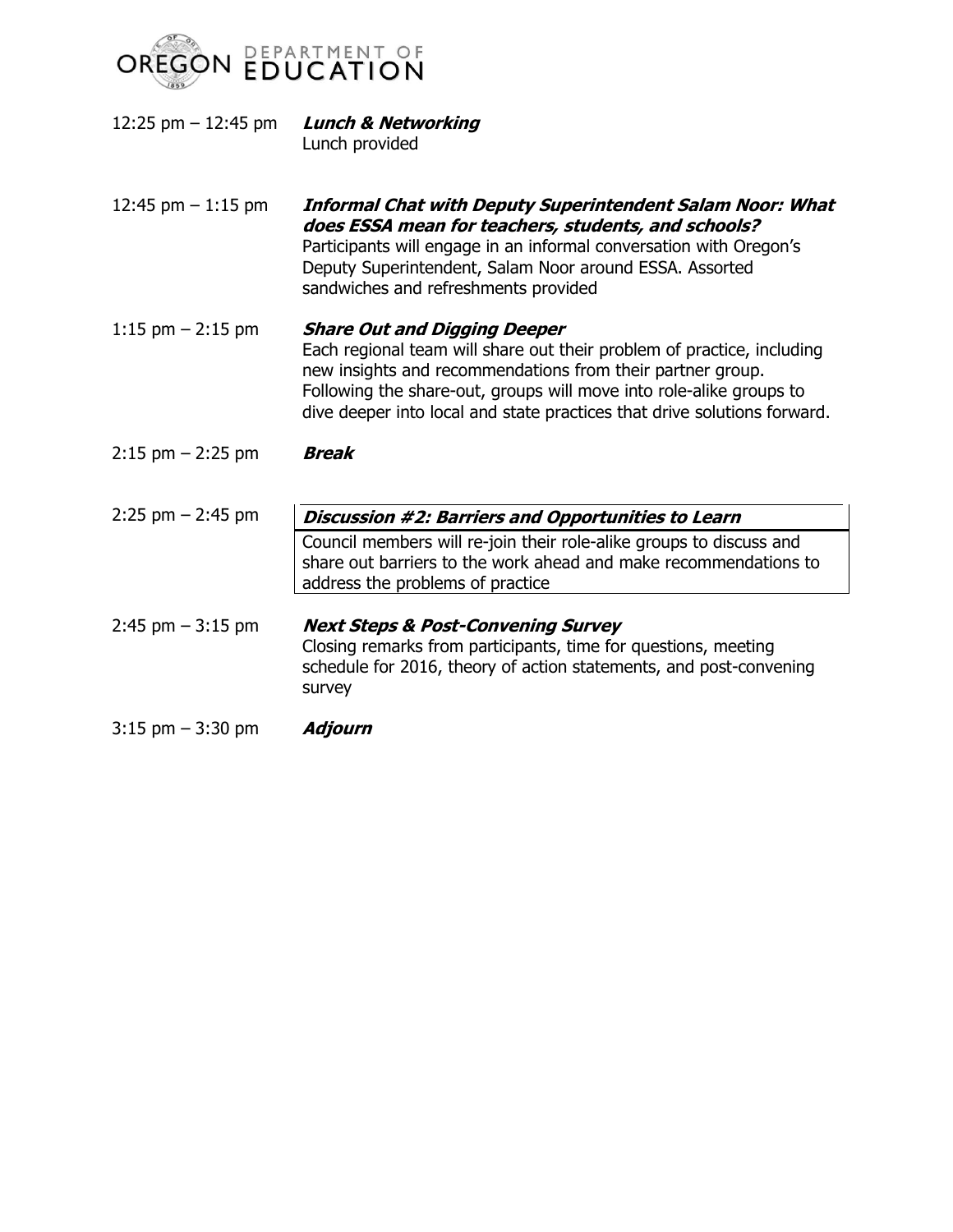| | |
|---|---|
| 12:25 pm – 12:45 pm | ***Lunch & Networking***<br>Lunch provided |
| 12:45 pm – 1:15 pm | ***Informal Chat with Deputy Superintendent Salam Noor: What does ESSA mean for teachers, students, and schools?***<br>Participants will engage in an informal conversation with Oregon's Deputy Superintendent, Salam Noor around ESSA. Assorted sandwiches and refreshments provided |
| 1:15 pm – 2:15 pm | ***Share Out and Digging Deeper***<br>Each regional team will share out their problem of practice, including new insights and recommendations from their partner group. Following the share-out, groups will move into role-alike groups to dive deeper into local and state practices that drive solutions forward. |
| 2:15 pm – 2:25 pm | ***Break*** |
| 2:25 pm – 2:45 pm | ***Discussion #2: Barriers and Opportunities to Learn***<br>Council members will re-join their role-alike groups to discuss and share out barriers to the work ahead and make recommendations to address the problems of practice |
| 2:45 pm – 3:15 pm | ***Next Steps & Post-Convening Survey***<br>Closing remarks from participants, time for questions, meeting schedule for 2016, theory of action statements, and post-convening survey |
| 3:15 pm – 3:30 pm | ***Adjourn*** |